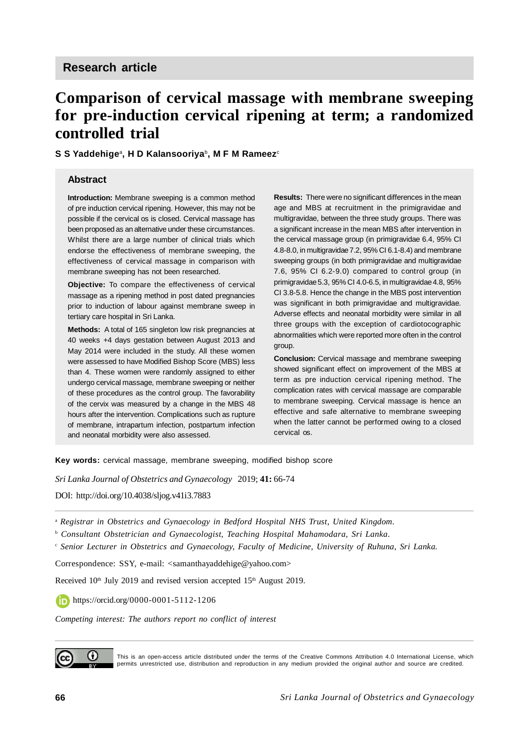## Research article

# Comparison of cervical massage with membrane sweeping for pre-induction cervical ripening at term; a randomized controlled trial

**S S Yaddehige[a], H D Kalansooriya[b], M F M Rameez[c]**

## Abstract

**Introduction:** Membrane sweeping is a common method of pre induction cervical ripening. However, this may not be possible if the cervical os is closed. Cervical massage has been proposed as an alternative under these circumstances. Whilst there are a large number of clinical trials which endorse the effectiveness of membrane sweeping, the effectiveness of cervical massage in comparison with membrane sweeping has not been researched.

**Objective:** To compare the effectiveness of cervical massage as a ripening method in post dated pregnancies prior to induction of labour against membrane sweep in tertiary care hospital in Sri Lanka.

**Methods:** A total of 165 singleton low risk pregnancies at 40 weeks +4 days gestation between August 2013 and May 2014 were included in the study. All these women were assessed to have Modified Bishop Score (MBS) less than 4. These women were randomly assigned to either undergo cervical massage, membrane sweeping or neither of these procedures as the control group. The favorability of the cervix was measured by a change in the MBS 48 hours after the intervention. Complications such as rupture of membrane, intrapartum infection, postpartum infection and neonatal morbidity were also assessed.

**Results:** There were no significant differences in the mean age and MBS at recruitment in the primigravidae and multigravidae, between the three study groups. There was a significant increase in the mean MBS after intervention in the cervical massage group (in primigravidae 6.4, 95% CI 4.8-8.0, in multigravidae 7.2, 95% CI 6.1-8.4) and membrane sweeping groups (in both primigravidae and multigravidae 7.6, 95% CI 6.2-9.0) compared to control group (in primigravidae 5.3, 95% CI 4.0-6.5, in multigravidae 4.8, 95% CI 3.8-5.8. Hence the change in the MBS post intervention was significant in both primigravidae and multigravidae. Adverse effects and neonatal morbidity were similar in all three groups with the exception of cardiotocographic abnormalities which were reported more often in the control group.

**Conclusion:** Cervical massage and membrane sweeping showed significant effect on improvement of the MBS at term as pre induction cervical ripening method. The complication rates with cervical massage are comparable to membrane sweeping. Cervical massage is hence an effective and safe alternative to membrane sweeping when the latter cannot be performed owing to a closed cervical os.

**Key words:** cervical massage, membrane sweeping, modified bishop score

*Sri Lanka Journal of Obstetrics and Gynaecology* 2019; **41:** 66-74

DOI: http://doi.org/10.4038/sljog.v41i3.7883

[a] *Registrar in Obstetrics and Gynaecology in Bedford Hospital NHS Trust, United Kingdom.*

[b] *Consultant Obstetrician and Gynaecologist, Teaching Hospital Mahamodara, Sri Lanka.*

[c] *Senior Lecturer in Obstetrics and Gynaecology, Faculty of Medicine, University of Ruhuna, Sri Lanka.*

Correspondence: SSY, e-mail: <samanthayaddehige@yahoo.com>

Received 10th July 2019 and revised version accepted 15th August 2019.

https://orcid.org/0000-0001-5112-1206

*Competing interest: The authors report no conflict of interest*

This is an open-access article distributed under the terms of the Creative Commons Attribution 4.0 International License, which permits unrestricted use, distribution and reproduction in any medium provided the original author and source are credited.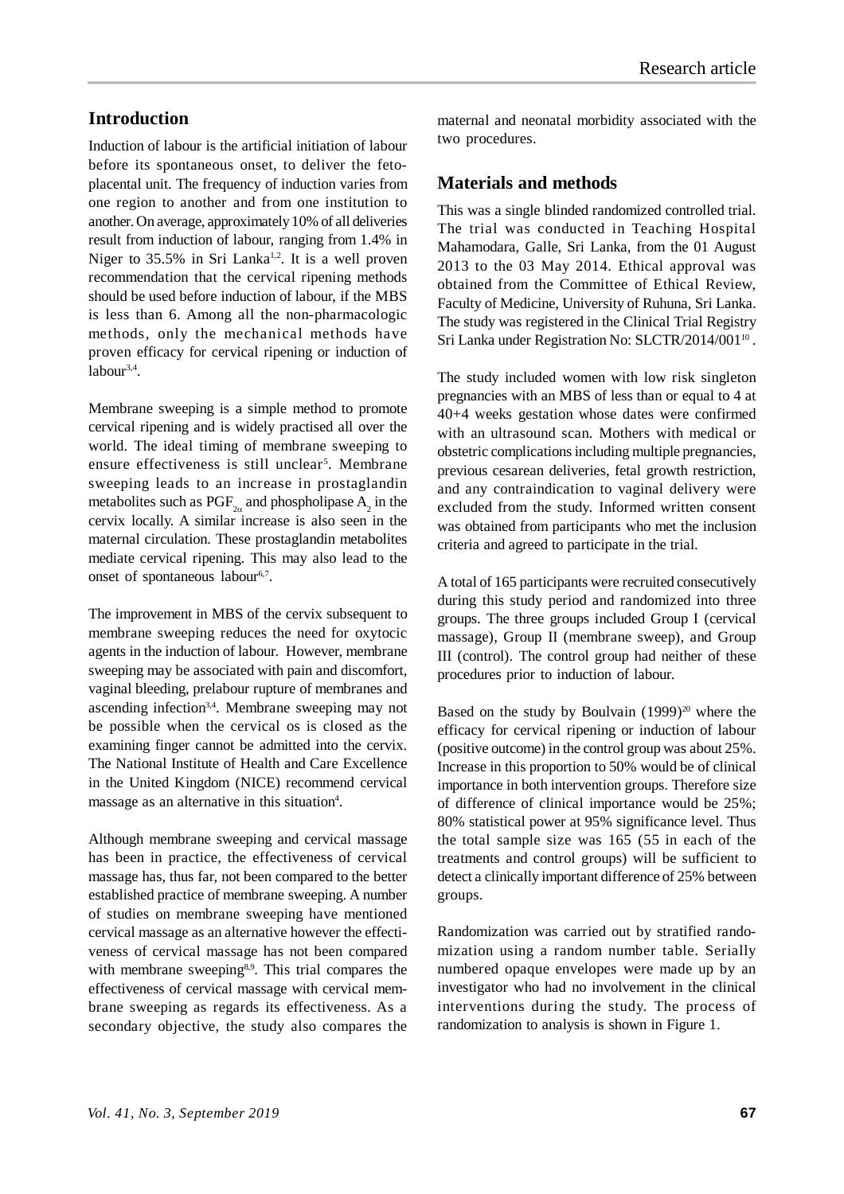## Introduction

Induction of labour is the artificial initiation of labour before its spontaneous onset, to deliver the feto-placental unit. The frequency of induction varies from one region to another and from one institution to another. On average, approximately 10% of all deliveries result from induction of labour, ranging from 1.4% in Niger to 35.5% in Sri Lanka[1,2]. It is a well proven recommendation that the cervical ripening methods should be used before induction of labour, if the MBS is less than 6. Among all the non-pharmacologic methods, only the mechanical methods have proven efficacy for cervical ripening or induction of labour[3,4].

Membrane sweeping is a simple method to promote cervical ripening and is widely practised all over the world. The ideal timing of membrane sweeping to ensure effectiveness is still unclear[5]. Membrane sweeping leads to an increase in prostaglandin metabolites such as $PGF_{2\alpha}$ and phospholipase $A_2$ in the cervix locally. A similar increase is also seen in the maternal circulation. These prostaglandin metabolites mediate cervical ripening. This may also lead to the onset of spontaneous labour[6,7].

The improvement in MBS of the cervix subsequent to membrane sweeping reduces the need for oxytocic agents in the induction of labour. However, membrane sweeping may be associated with pain and discomfort, vaginal bleeding, prelabour rupture of membranes and ascending infection[3,4]. Membrane sweeping may not be possible when the cervical os is closed as the examining finger cannot be admitted into the cervix. The National Institute of Health and Care Excellence in the United Kingdom (NICE) recommend cervical massage as an alternative in this situation[4].

Although membrane sweeping and cervical massage has been in practice, the effectiveness of cervical massage has, thus far, not been compared to the better established practice of membrane sweeping. A number of studies on membrane sweeping have mentioned cervical massage as an alternative however the effectiveness of cervical massage has not been compared with membrane sweeping[8,9]. This trial compares the effectiveness of cervical massage with cervical membrane sweeping as regards its effectiveness. As a secondary objective, the study also compares the maternal and neonatal morbidity associated with the two procedures.

## Materials and methods

This was a single blinded randomized controlled trial. The trial was conducted in Teaching Hospital Mahamodara, Galle, Sri Lanka, from the 01 August 2013 to the 03 May 2014. Ethical approval was obtained from the Committee of Ethical Review, Faculty of Medicine, University of Ruhuna, Sri Lanka. The study was registered in the Clinical Trial Registry Sri Lanka under Registration No: SLCTR/2014/001[10].

The study included women with low risk singleton pregnancies with an MBS of less than or equal to 4 at 40+4 weeks gestation whose dates were confirmed with an ultrasound scan. Mothers with medical or obstetric complications including multiple pregnancies, previous cesarean deliveries, fetal growth restriction, and any contraindication to vaginal delivery were excluded from the study. Informed written consent was obtained from participants who met the inclusion criteria and agreed to participate in the trial.

A total of 165 participants were recruited consecutively during this study period and randomized into three groups. The three groups included Group I (cervical massage), Group II (membrane sweep), and Group III (control). The control group had neither of these procedures prior to induction of labour.

Based on the study by Boulvain (1999)[20] where the efficacy for cervical ripening or induction of labour (positive outcome) in the control group was about 25%. Increase in this proportion to 50% would be of clinical importance in both intervention groups. Therefore size of difference of clinical importance would be 25%; 80% statistical power at 95% significance level. Thus the total sample size was 165 (55 in each of the treatments and control groups) will be sufficient to detect a clinically important difference of 25% between groups.

Randomization was carried out by stratified randomization using a random number table. Serially numbered opaque envelopes were made up by an investigator who had no involvement in the clinical interventions during the study. The process of randomization to analysis is shown in Figure 1.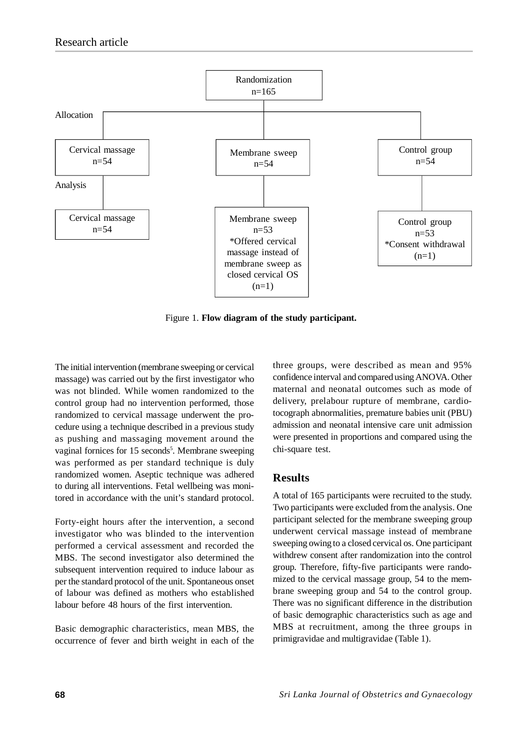Randomization
n=165

Allocation

Cervical massage
n=54

Membrane sweep
n=54

Control group
n=54

Analysis

Cervical massage
n=54

Membrane sweep
n=53
*Offered cervical massage instead of membrane sweep as closed cervical OS
(n=1)

Control group
n=53
*Consent withdrawal
(n=1)

Figure 1. **Flow diagram of the study participant.**

The initial intervention (membrane sweeping or cervical massage) was carried out by the first investigator who was not blinded. While women randomized to the control group had no intervention performed, those randomized to cervical massage underwent the procedure using a technique described in a previous study as pushing and massaging movement around the vaginal fornices for 15 seconds[5]. Membrane sweeping was performed as per standard technique is duly randomized women. Aseptic technique was adhered to during all interventions. Fetal wellbeing was monitored in accordance with the unit's standard protocol.

Forty-eight hours after the intervention, a second investigator who was blinded to the intervention performed a cervical assessment and recorded the MBS. The second investigator also determined the subsequent intervention required to induce labour as per the standard protocol of the unit. Spontaneous onset of labour was defined as mothers who established labour before 48 hours of the first intervention.

Basic demographic characteristics, mean MBS, the occurrence of fever and birth weight in each of the three groups, were described as mean and 95% confidence interval and compared using ANOVA. Other maternal and neonatal outcomes such as mode of delivery, prelabour rupture of membrane, cardiotocograph abnormalities, premature babies unit (PBU) admission and neonatal intensive care unit admission were presented in proportions and compared using the chi-square test.

## Results

A total of 165 participants were recruited to the study. Two participants were excluded from the analysis. One participant selected for the membrane sweeping group underwent cervical massage instead of membrane sweeping owing to a closed cervical os. One participant withdrew consent after randomization into the control group. Therefore, fifty-five participants were randomized to the cervical massage group, 54 to the membrane sweeping group and 54 to the control group. There was no significant difference in the distribution of basic demographic characteristics such as age and MBS at recruitment, among the three groups in primigravidae and multigravidae (Table 1).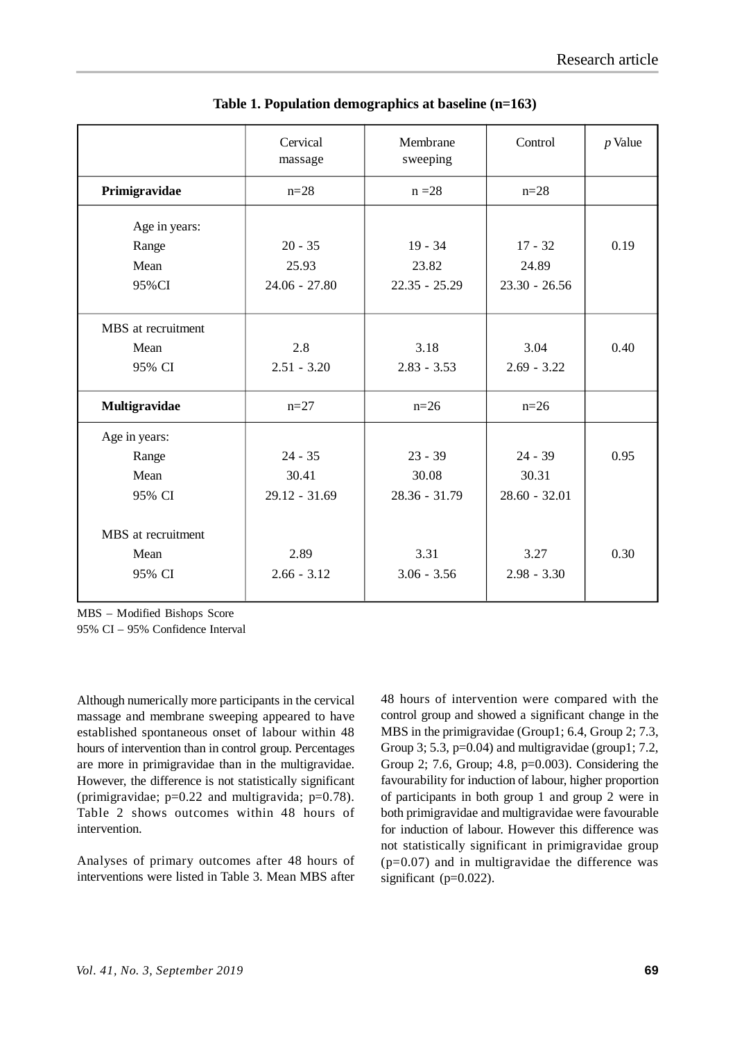**Table 1. Population demographics at baseline (n=163)**

| | Cervical massage | Membrane sweeping | Control | *p* Value |
|---|---|---|---|---|
| **Primigravidae** | n=28 | n =28 | n=28 | |
| Age in years: | | | | |
| Range | 20 - 35 | 19 - 34 | 17 - 32 | 0.19 |
| Mean | 25.93 | 23.82 | 24.89 | |
| 95%CI | 24.06 - 27.80 | 22.35 - 25.29 | 23.30 - 26.56 | |
| MBS at recruitment | | | | |
| Mean | 2.8 | 3.18 | 3.04 | 0.40 |
| 95% CI | 2.51 - 3.20 | 2.83 - 3.53 | 2.69 - 3.22 | |
| **Multigravidae** | n=27 | n=26 | n=26 | |
| Age in years: | | | | |
| Range | 24 - 35 | 23 - 39 | 24 - 39 | 0.95 |
| Mean | 30.41 | 30.08 | 30.31 | |
| 95% CI | 29.12 - 31.69 | 28.36 - 31.79 | 28.60 - 32.01 | |
| MBS at recruitment | | | | |
| Mean | 2.89 | 3.31 | 3.27 | 0.30 |
| 95% CI | 2.66 - 3.12 | 3.06 - 3.56 | 2.98 - 3.30 | |

MBS – Modified Bishops Score
95% CI – 95% Confidence Interval

Although numerically more participants in the cervical massage and membrane sweeping appeared to have established spontaneous onset of labour within 48 hours of intervention than in control group. Percentages are more in primigravidae than in the multigravidae. However, the difference is not statistically significant (primigravidae; p=0.22 and multigravida; p=0.78). Table 2 shows outcomes within 48 hours of intervention.

Analyses of primary outcomes after 48 hours of interventions were listed in Table 3. Mean MBS after 48 hours of intervention were compared with the control group and showed a significant change in the MBS in the primigravidae (Group1; 6.4, Group 2; 7.3, Group 3; 5.3, p=0.04) and multigravidae (group1; 7.2, Group 2; 7.6, Group; 4.8, p=0.003). Considering the favourability for induction of labour, higher proportion of participants in both group 1 and group 2 were in both primigravidae and multigravidae were favourable for induction of labour. However this difference was not statistically significant in primigravidae group (p=0.07) and in multigravidae the difference was significant (p=0.022).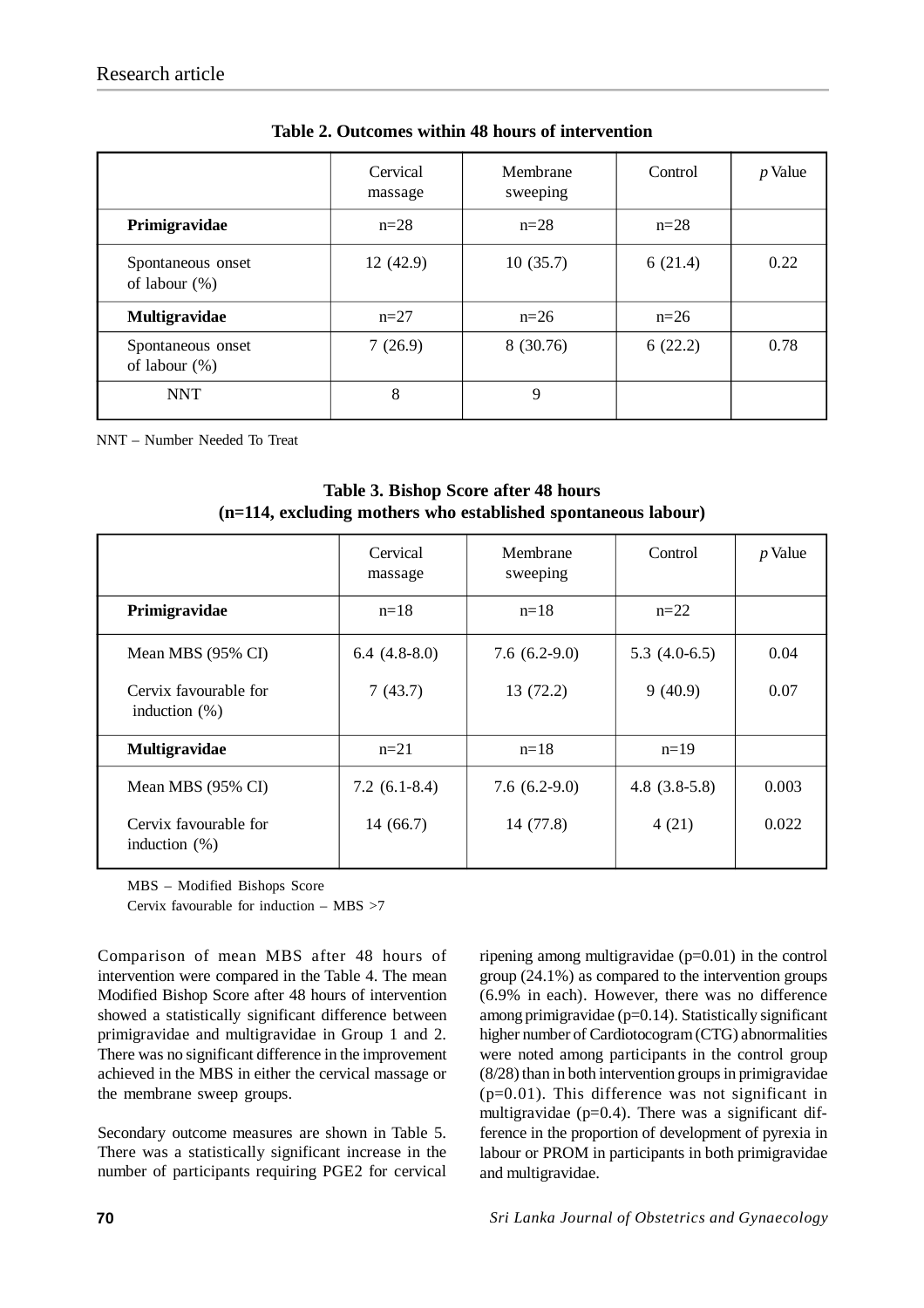**Table 2. Outcomes within 48 hours of intervention**

| | Cervical massage | Membrane sweeping | Control | *p* Value |
|---|---|---|---|---|
| **Primigravidae** | n=28 | n=28 | n=28 | |
| Spontaneous onset of labour (%) | 12 (42.9) | 10 (35.7) | 6 (21.4) | 0.22 |
| **Multigravidae** | n=27 | n=26 | n=26 | |
| Spontaneous onset of labour (%) | 7 (26.9) | 8 (30.76) | 6 (22.2) | 0.78 |
| NNT | 8 | 9 | | |

NNT – Number Needed To Treat

**Table 3. Bishop Score after 48 hours (n=114, excluding mothers who established spontaneous labour)**

| | Cervical massage | Membrane sweeping | Control | *p* Value |
|---|---|---|---|---|
| **Primigravidae** | n=18 | n=18 | n=22 | |
| Mean MBS (95% CI) | 6.4 (4.8-8.0) | 7.6 (6.2-9.0) | 5.3 (4.0-6.5) | 0.04 |
| Cervix favourable for induction (%) | 7 (43.7) | 13 (72.2) | 9 (40.9) | 0.07 |
| **Multigravidae** | n=21 | n=18 | n=19 | |
| Mean MBS (95% CI) | 7.2 (6.1-8.4) | 7.6 (6.2-9.0) | 4.8 (3.8-5.8) | 0.003 |
| Cervix favourable for induction (%) | 14 (66.7) | 14 (77.8) | 4 (21) | 0.022 |

MBS – Modified Bishops Score

Cervix favourable for induction – MBS >7

Comparison of mean MBS after 48 hours of intervention were compared in the Table 4. The mean Modified Bishop Score after 48 hours of intervention showed a statistically significant difference between primigravidae and multigravidae in Group 1 and 2. There was no significant difference in the improvement achieved in the MBS in either the cervical massage or the membrane sweep groups.

Secondary outcome measures are shown in Table 5. There was a statistically significant increase in the number of participants requiring PGE2 for cervical ripening among multigravidae (p=0.01) in the control group (24.1%) as compared to the intervention groups (6.9% in each). However, there was no difference among primigravidae (p=0.14). Statistically significant higher number of Cardiotocogram (CTG) abnormalities were noted among participants in the control group (8/28) than in both intervention groups in primigravidae (p=0.01). This difference was not significant in multigravidae (p=0.4). There was a significant difference in the proportion of development of pyrexia in labour or PROM in participants in both primigravidae and multigravidae.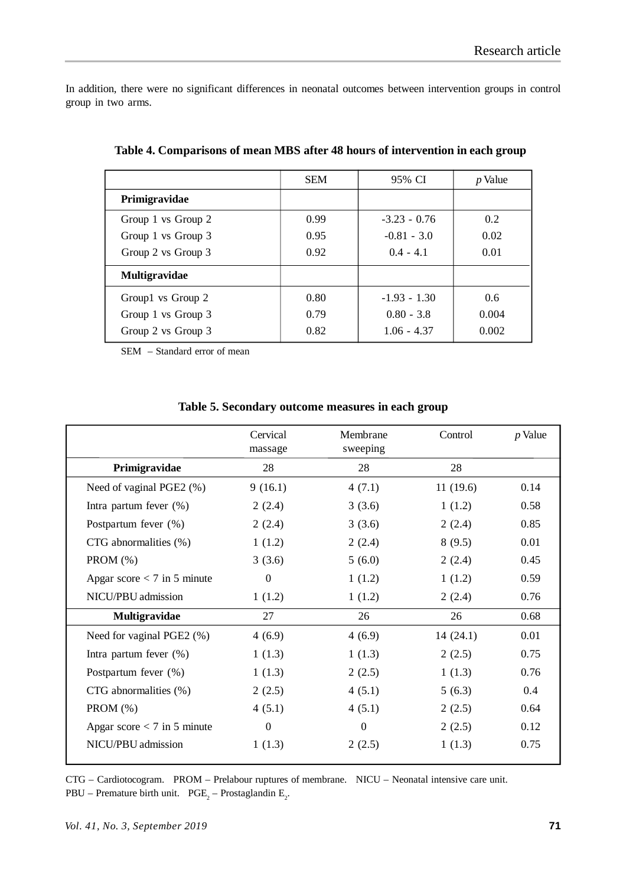In addition, there were no significant differences in neonatal outcomes between intervention groups in control group in two arms.

**Table 4. Comparisons of mean MBS after 48 hours of intervention in each group**

| | SEM | 95% CI | *p* Value |
|---|---|---|---|
| **Primigravidae** | | | |
| Group 1 vs Group 2 | 0.99 | -3.23 - 0.76 | 0.2 |
| Group 1 vs Group 3 | 0.95 | -0.81 - 3.0 | 0.02 |
| Group 2 vs Group 3 | 0.92 | 0.4 - 4.1 | 0.01 |
| **Multigravidae** | | | |
| Group1 vs Group 2 | 0.80 | -1.93 - 1.30 | 0.6 |
| Group 1 vs Group 3 | 0.79 | 0.80 - 3.8 | 0.004 |
| Group 2 vs Group 3 | 0.82 | 1.06 - 4.37 | 0.002 |

SEM – Standard error of mean

**Table 5. Secondary outcome measures in each group**

| | Cervical massage | Membrane sweeping | Control | *p* Value |
|---|---|---|---|---|
| **Primigravidae** | 28 | 28 | 28 | |
| Need of vaginal PGE2 (%) | 9 (16.1) | 4 (7.1) | 11 (19.6) | 0.14 |
| Intra partum fever (%) | 2 (2.4) | 3 (3.6) | 1 (1.2) | 0.58 |
| Postpartum fever (%) | 2 (2.4) | 3 (3.6) | 2 (2.4) | 0.85 |
| CTG abnormalities (%) | 1 (1.2) | 2 (2.4) | 8 (9.5) | 0.01 |
| PROM (%) | 3 (3.6) | 5 (6.0) | 2 (2.4) | 0.45 |
| Apgar score < 7 in 5 minute | 0 | 1 (1.2) | 1 (1.2) | 0.59 |
| NICU/PBU admission | 1 (1.2) | 1 (1.2) | 2 (2.4) | 0.76 |
| **Multigravidae** | 27 | 26 | 26 | 0.68 |
| Need for vaginal PGE2 (%) | 4 (6.9) | 4 (6.9) | 14 (24.1) | 0.01 |
| Intra partum fever (%) | 1 (1.3) | 1 (1.3) | 2 (2.5) | 0.75 |
| Postpartum fever (%) | 1 (1.3) | 2 (2.5) | 1 (1.3) | 0.76 |
| CTG abnormalities (%) | 2 (2.5) | 4 (5.1) | 5 (6.3) | 0.4 |
| PROM (%) | 4 (5.1) | 4 (5.1) | 2 (2.5) | 0.64 |
| Apgar score < 7 in 5 minute | 0 | 0 | 2 (2.5) | 0.12 |
| NICU/PBU admission | 1 (1.3) | 2 (2.5) | 1 (1.3) | 0.75 |

CTG – Cardiotocogram. PROM – Prelabour ruptures of membrane. NICU – Neonatal intensive care unit.
PBU – Premature birth unit. $PGE_2$ – Prostaglandin $E_2$.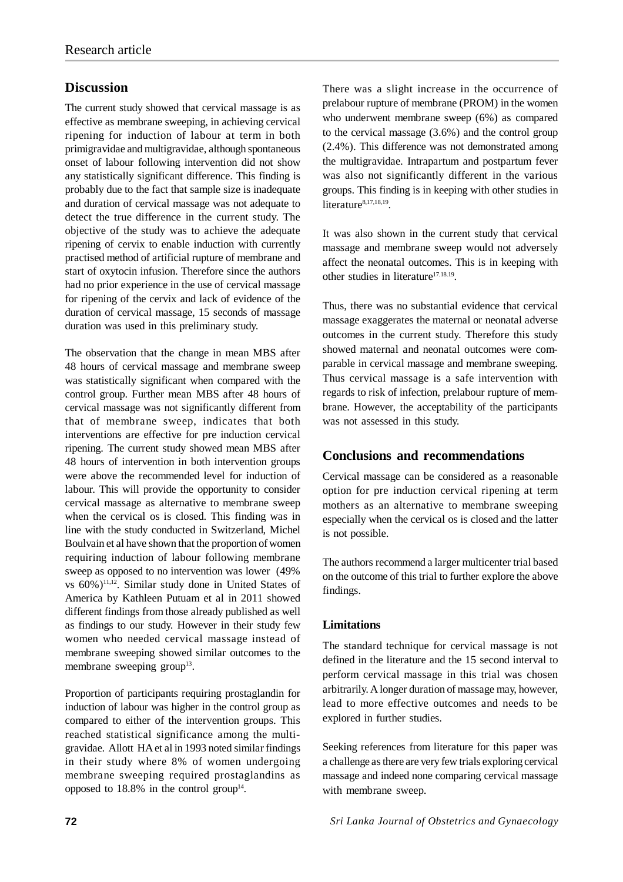## Discussion

The current study showed that cervical massage is as effective as membrane sweeping, in achieving cervical ripening for induction of labour at term in both primigravidae and multigravidae, although spontaneous onset of labour following intervention did not show any statistically significant difference. This finding is probably due to the fact that sample size is inadequate and duration of cervical massage was not adequate to detect the true difference in the current study. The objective of the study was to achieve the adequate ripening of cervix to enable induction with currently practised method of artificial rupture of membrane and start of oxytocin infusion. Therefore since the authors had no prior experience in the use of cervical massage for ripening of the cervix and lack of evidence of the duration of cervical massage, 15 seconds of massage duration was used in this preliminary study.

The observation that the change in mean MBS after 48 hours of cervical massage and membrane sweep was statistically significant when compared with the control group. Further mean MBS after 48 hours of cervical massage was not significantly different from that of membrane sweep, indicates that both interventions are effective for pre induction cervical ripening. The current study showed mean MBS after 48 hours of intervention in both intervention groups were above the recommended level for induction of labour. This will provide the opportunity to consider cervical massage as alternative to membrane sweep when the cervical os is closed. This finding was in line with the study conducted in Switzerland, Michel Boulvain et al have shown that the proportion of women requiring induction of labour following membrane sweep as opposed to no intervention was lower (49% vs 60%)[11,12]. Similar study done in United States of America by Kathleen Putuam et al in 2011 showed different findings from those already published as well as findings to our study. However in their study few women who needed cervical massage instead of membrane sweeping showed similar outcomes to the membrane sweeping group[13].

Proportion of participants requiring prostaglandin for induction of labour was higher in the control group as compared to either of the intervention groups. This reached statistical significance among the multigravidae. Allott HA et al in 1993 noted similar findings in their study where 8% of women undergoing membrane sweeping required prostaglandins as opposed to 18.8% in the control group[14].

There was a slight increase in the occurrence of prelabour rupture of membrane (PROM) in the women who underwent membrane sweep (6%) as compared to the cervical massage (3.6%) and the control group (2.4%). This difference was not demonstrated among the multigravidae. Intrapartum and postpartum fever was also not significantly different in the various groups. This finding is in keeping with other studies in literature[8,17,18,19].

It was also shown in the current study that cervical massage and membrane sweep would not adversely affect the neonatal outcomes. This is in keeping with other studies in literature[17.18.19].

Thus, there was no substantial evidence that cervical massage exaggerates the maternal or neonatal adverse outcomes in the current study. Therefore this study showed maternal and neonatal outcomes were comparable in cervical massage and membrane sweeping. Thus cervical massage is a safe intervention with regards to risk of infection, prelabour rupture of membrane. However, the acceptability of the participants was not assessed in this study.

## Conclusions and recommendations

Cervical massage can be considered as a reasonable option for pre induction cervical ripening at term mothers as an alternative to membrane sweeping especially when the cervical os is closed and the latter is not possible.

The authors recommend a larger multicenter trial based on the outcome of this trial to further explore the above findings.

### Limitations

The standard technique for cervical massage is not defined in the literature and the 15 second interval to perform cervical massage in this trial was chosen arbitrarily. A longer duration of massage may, however, lead to more effective outcomes and needs to be explored in further studies.

Seeking references from literature for this paper was a challenge as there are very few trials exploring cervical massage and indeed none comparing cervical massage with membrane sweep.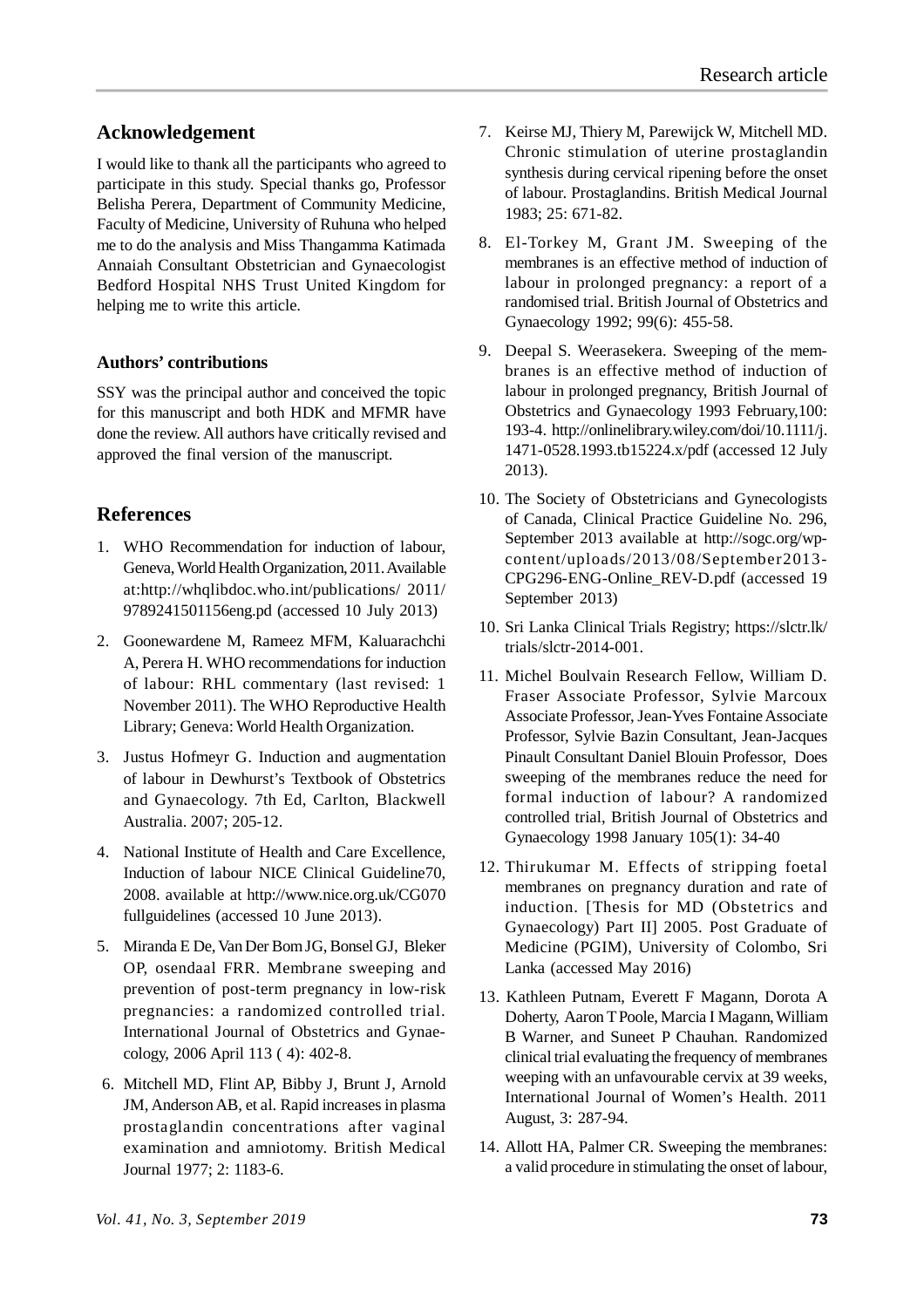## Acknowledgement

I would like to thank all the participants who agreed to participate in this study. Special thanks go, Professor Belisha Perera, Department of Community Medicine, Faculty of Medicine, University of Ruhuna who helped me to do the analysis and Miss Thangamma Katimada Annaiah Consultant Obstetrician and Gynaecologist Bedford Hospital NHS Trust United Kingdom for helping me to write this article.

### Authors' contributions

SSY was the principal author and conceived the topic for this manuscript and both HDK and MFMR have done the review. All authors have critically revised and approved the final version of the manuscript.

## References

1. WHO Recommendation for induction of labour, Geneva, World Health Organization, 2011. Available at:http://whqlibdoc.who.int/publications/ 2011/ 9789241501156eng.pd (accessed 10 July 2013)
2. Goonewardene M, Rameez MFM, Kaluarachchi A, Perera H. WHO recommendations for induction of labour: RHL commentary (last revised: 1 November 2011). The WHO Reproductive Health Library; Geneva: World Health Organization.
3. Justus Hofmeyr G. Induction and augmentation of labour in Dewhurst's Textbook of Obstetrics and Gynaecology. 7th Ed, Carlton, Blackwell Australia. 2007; 205-12.
4. National Institute of Health and Care Excellence, Induction of labour NICE Clinical Guideline70, 2008. available at http://www.nice.org.uk/CG070 fullguidelines (accessed 10 June 2013).
5. Miranda E De, Van Der Bom JG, Bonsel GJ, Bleker OP, osendaal FRR. Membrane sweeping and prevention of post-term pregnancy in low-risk pregnancies: a randomized controlled trial. International Journal of Obstetrics and Gynaecology, 2006 April 113 ( 4): 402-8.
6. Mitchell MD, Flint AP, Bibby J, Brunt J, Arnold JM, Anderson AB, et al. Rapid increases in plasma prostaglandin concentrations after vaginal examination and amniotomy. British Medical Journal 1977; 2: 1183-6.
7. Keirse MJ, Thiery M, Parewijck W, Mitchell MD. Chronic stimulation of uterine prostaglandin synthesis during cervical ripening before the onset of labour. Prostaglandins. British Medical Journal 1983; 25: 671-82.
8. El-Torkey M, Grant JM. Sweeping of the membranes is an effective method of induction of labour in prolonged pregnancy: a report of a randomised trial. British Journal of Obstetrics and Gynaecology 1992; 99(6): 455-58.
9. Deepal S. Weerasekera. Sweeping of the membranes is an effective method of induction of labour in prolonged pregnancy, British Journal of Obstetrics and Gynaecology 1993 February,100: 193-4. http://onlinelibrary.wiley.com/doi/10.1111/j. 1471-0528.1993.tb15224.x/pdf (accessed 12 July 2013).
10. The Society of Obstetricians and Gynecologists of Canada, Clinical Practice Guideline No. 296, September 2013 available at http://sogc.org/wp-content/uploads/2013/08/September2013-CPG296-ENG-Online_REV-D.pdf (accessed 19 September 2013)
10. Sri Lanka Clinical Trials Registry; https://slctr.lk/ trials/slctr-2014-001.
11. Michel Boulvain Research Fellow, William D. Fraser Associate Professor, Sylvie Marcoux Associate Professor, Jean-Yves Fontaine Associate Professor, Sylvie Bazin Consultant, Jean-Jacques Pinault Consultant Daniel Blouin Professor, Does sweeping of the membranes reduce the need for formal induction of labour? A randomized controlled trial, British Journal of Obstetrics and Gynaecology 1998 January 105(1): 34-40
12. Thirukumar M. Effects of stripping foetal membranes on pregnancy duration and rate of induction. [Thesis for MD (Obstetrics and Gynaecology) Part II] 2005. Post Graduate of Medicine (PGIM), University of Colombo, Sri Lanka (accessed May 2016)
13. Kathleen Putnam, Everett F Magann, Dorota A Doherty, Aaron T Poole, Marcia I Magann, William B Warner, and Suneet P Chauhan. Randomized clinical trial evaluating the frequency of membranes weeping with an unfavourable cervix at 39 weeks, International Journal of Women's Health. 2011 August, 3: 287-94.
14. Allott HA, Palmer CR. Sweeping the membranes: a valid procedure in stimulating the onset of labour,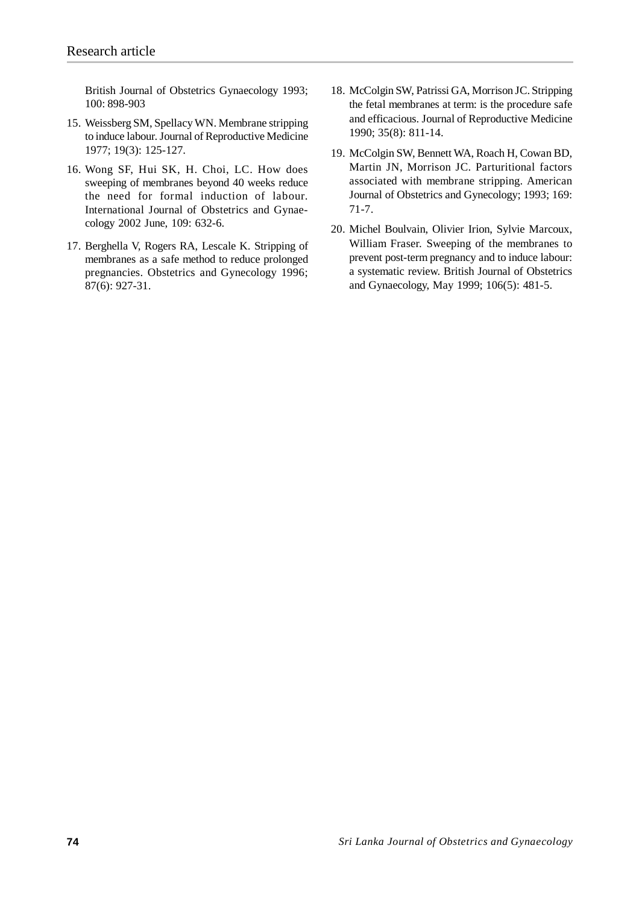British Journal of Obstetrics Gynaecology 1993; 100: 898-903

15. Weissberg SM, Spellacy WN. Membrane stripping to induce labour. Journal of Reproductive Medicine 1977; 19(3): 125-127.

16. Wong SF, Hui SK, H. Choi, LC. How does sweeping of membranes beyond 40 weeks reduce the need for formal induction of labour. International Journal of Obstetrics and Gynaecology 2002 June, 109: 632-6.

17. Berghella V, Rogers RA, Lescale K. Stripping of membranes as a safe method to reduce prolonged pregnancies. Obstetrics and Gynecology 1996; 87(6): 927-31.

18. McColgin SW, Patrissi GA, Morrison JC. Stripping the fetal membranes at term: is the procedure safe and efficacious. Journal of Reproductive Medicine 1990; 35(8): 811-14.

19. McColgin SW, Bennett WA, Roach H, Cowan BD, Martin JN, Morrison JC. Parturitional factors associated with membrane stripping. American Journal of Obstetrics and Gynecology; 1993; 169: 71-7.

20. Michel Boulvain, Olivier Irion, Sylvie Marcoux, William Fraser. Sweeping of the membranes to prevent post-term pregnancy and to induce labour: a systematic review. British Journal of Obstetrics and Gynaecology, May 1999; 106(5): 481-5.